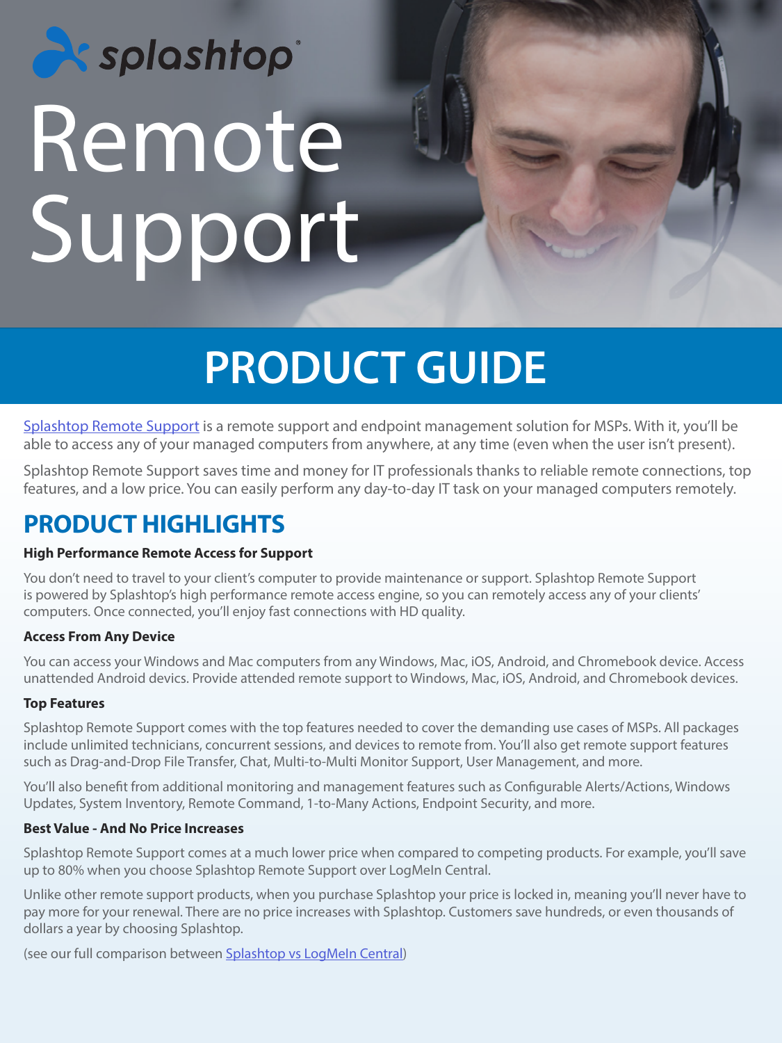splashtop

# Remote Support

## PRODUCT GUIDE

Splashtop Remote Support is a remote support and endpoint management solution for MSPs. With it, you'll be able to access any of your managed computers from anywhere, at any time (even when the user isn't present).

Splashtop Remote Support saves time and money for IT professionals thanks to reliable remote connections, top features, and a low price. You can easily perform any day-to-day IT task on your managed computers remotely.

## PRODUCT HIGHLIGHTS

**High Performance Remote Access for Support**

You don't need to travel to your client's computer to provide maintenance or support. Splashtop Remote Support is powered by Splashtop's high performance remote access engine, so you can remotely access any of your clients' computers. Once connected, you'll enjoy fast connections with HD quality.

**Access From Any Device**

You can access your Windows and Mac computers from any Windows, Mac, iOS, Android, and Chromebook device. Access unattended Android devics. Provide attended remote support to Windows, Mac, iOS, Android, and Chromebook devices.

**Top Features**

Splashtop Remote Support comes with the top features needed to cover the demanding use cases of MSPs. All packages include unlimited technicians, concurrent sessions, and devices to remote from. You'll also get remote support features such as Drag-and-Drop File Transfer, Chat, Multi-to-Multi Monitor Support, User Management, and more.

You'll also benefit from additional monitoring and management features such as Configurable Alerts/Actions, Windows Updates, System Inventory, Remote Command, 1-to-Many Actions, Endpoint Security, and more.

**Best Value - And No Price Increases**

Splashtop Remote Support comes at a much lower price when compared to competing products. For example, you'll save up to 80% when you choose Splashtop Remote Support over LogMeIn Central.

Unlike other remote support products, when you purchase Splashtop your price is locked in, meaning you'll never have to pay more for your renewal. There are no price increases with Splashtop. Customers save hundreds, or even thousands of dollars a year by choosing Splashtop.

(see our full comparison between Splashtop vs LogMeIn Central)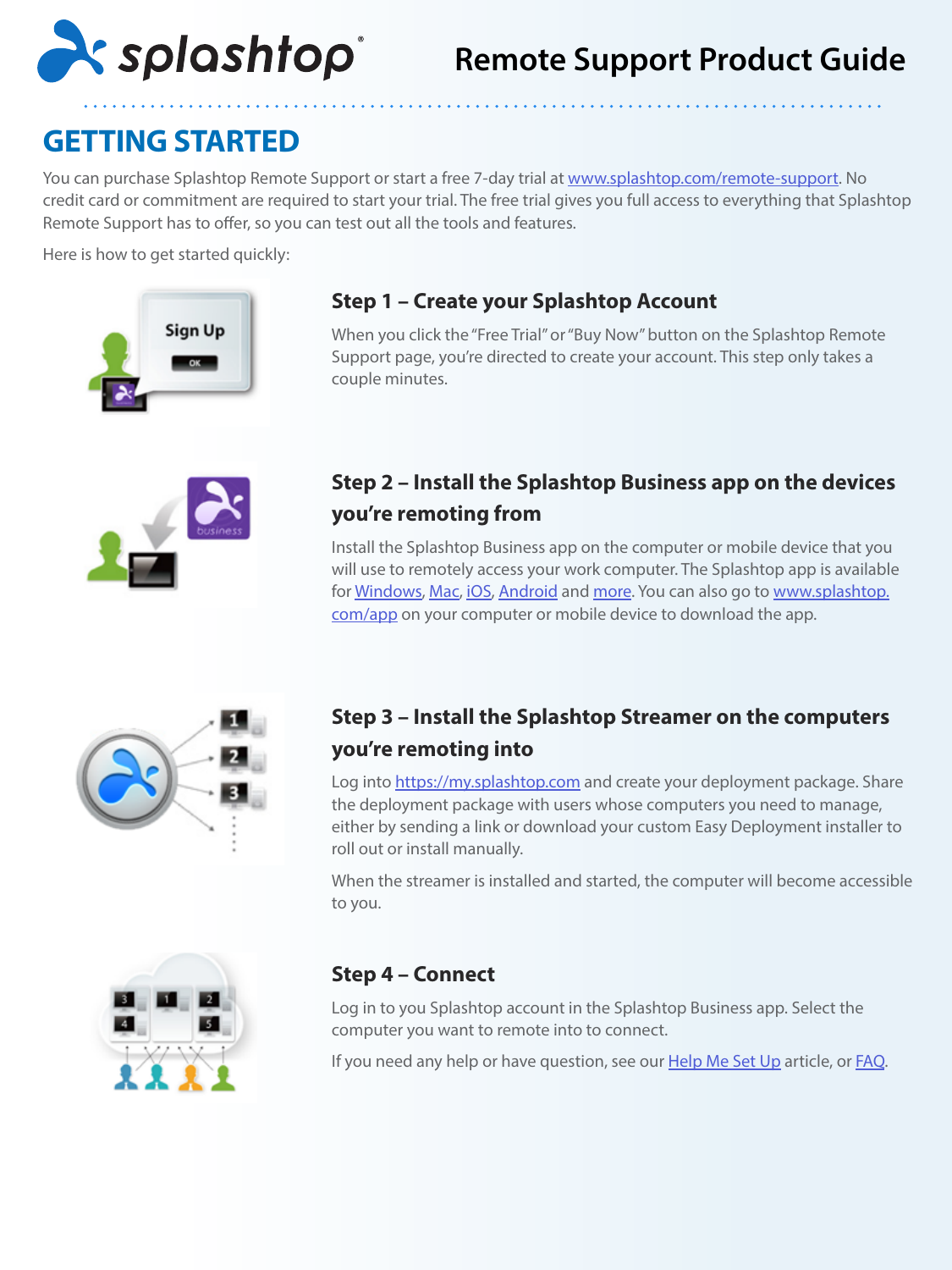# Remote Support Product Guide

## GETTING STARTED

You can purchase Splashtop Remote Support or start a free 7-day trial at www.splashtop.com/remote-support. No credit card or commitment are required to start your trial. The free trial gives you full access to everything that Splashtop Remote Support has to offer, so you can test out all the tools and features.

Here is how to get started quickly:

### Step 1 – Create your Splashtop Account

When you click the "Free Trial" or "Buy Now" button on the Splashtop Remote Support page, you're directed to create your account. This step only takes a couple minutes.

### Step 2 – Install the Splashtop Business app on the devices you're remoting from

Install the Splashtop Business app on the computer or mobile device that you will use to remotely access your work computer. The Splashtop app is available for Windows, Mac, iOS, Android and more. You can also go to www.splashtop.com/app on your computer or mobile device to download the app.

### Step 3 – Install the Splashtop Streamer on the computers you're remoting into

Log into https://my.splashtop.com and create your deployment package. Share the deployment package with users whose computers you need to manage, either by sending a link or download your custom Easy Deployment installer to roll out or install manually.

When the streamer is installed and started, the computer will become accessible to you.

### Step 4 – Connect

Log in to you Splashtop account in the Splashtop Business app. Select the computer you want to remote into to connect.

If you need any help or have question, see our Help Me Set Up article, or FAQ.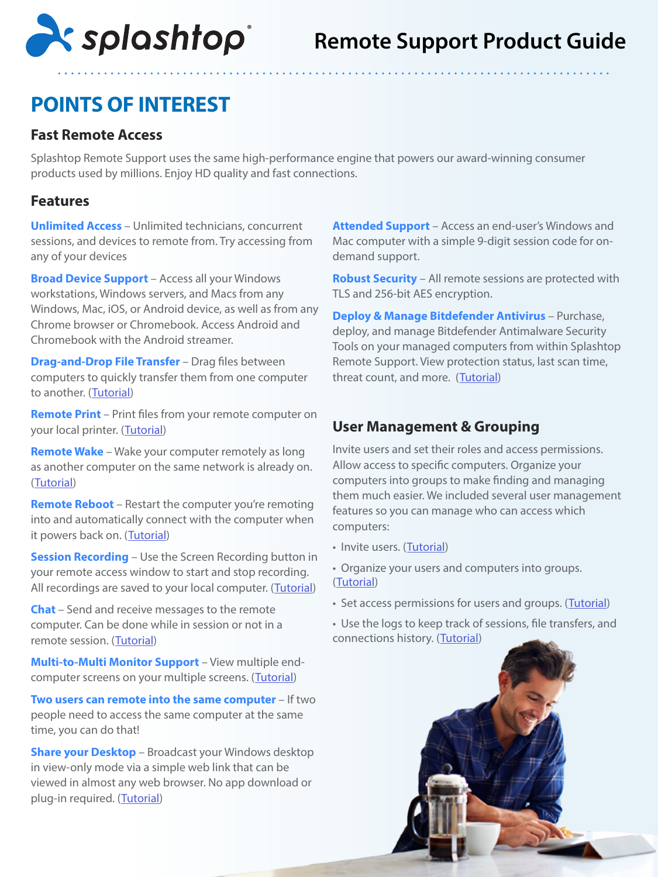# Remote Support Product Guide

## POINTS OF INTEREST

### Fast Remote Access

Splashtop Remote Support uses the same high-performance engine that powers our award-winning consumer products used by millions. Enjoy HD quality and fast connections.

### Features

**Unlimited Access** – Unlimited technicians, concurrent sessions, and devices to remote from. Try accessing from any of your devices

**Broad Device Support** – Access all your Windows workstations, Windows servers, and Macs from any Windows, Mac, iOS, or Android device, as well as from any Chrome browser or Chromebook. Access Android and Chromebook with the Android streamer.

**Drag-and-Drop File Transfer** – Drag files between computers to quickly transfer them from one computer to another. (Tutorial)

**Remote Print** – Print files from your remote computer on your local printer. (Tutorial)

**Remote Wake** – Wake your computer remotely as long as another computer on the same network is already on. (Tutorial)

**Remote Reboot** – Restart the computer you're remoting into and automatically connect with the computer when it powers back on. (Tutorial)

**Session Recording** – Use the Screen Recording button in your remote access window to start and stop recording. All recordings are saved to your local computer. (Tutorial)

**Chat** – Send and receive messages to the remote computer. Can be done while in session or not in a remote session. (Tutorial)

**Multi-to-Multi Monitor Support** – View multiple end-computer screens on your multiple screens. (Tutorial)

**Two users can remote into the same computer** – If two people need to access the same computer at the same time, you can do that!

**Share your Desktop** – Broadcast your Windows desktop in view-only mode via a simple web link that can be viewed in almost any web browser. No app download or plug-in required. (Tutorial)

**Attended Support** – Access an end-user's Windows and Mac computer with a simple 9-digit session code for on-demand support.

**Robust Security** – All remote sessions are protected with TLS and 256-bit AES encryption.

**Deploy & Manage Bitdefender Antivirus** – Purchase, deploy, and manage Bitdefender Antimalware Security Tools on your managed computers from within Splashtop Remote Support. View protection status, last scan time, threat count, and more. (Tutorial)

### User Management & Grouping

Invite users and set their roles and access permissions. Allow access to specific computers. Organize your computers into groups to make finding and managing them much easier. We included several user management features so you can manage who can access which computers:

- Invite users. (Tutorial)
- Organize your users and computers into groups. (Tutorial)
- Set access permissions for users and groups. (Tutorial)
- Use the logs to keep track of sessions, file transfers, and connections history. (Tutorial)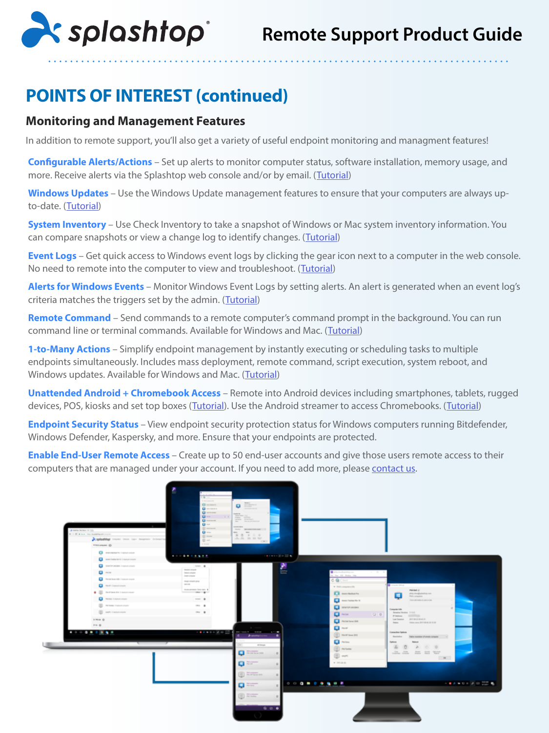# POINTS OF INTEREST (continued)

## Monitoring and Management Features

In addition to remote support, you'll also get a variety of useful endpoint monitoring and managment features!

**Configurable Alerts/Actions** – Set up alerts to monitor computer status, software installation, memory usage, and more. Receive alerts via the Splashtop web console and/or by email. (Tutorial)

**Windows Updates** – Use the Windows Update management features to ensure that your computers are always up-to-date. (Tutorial)

**System Inventory** – Use Check Inventory to take a snapshot of Windows or Mac system inventory information. You can compare snapshots or view a change log to identify changes. (Tutorial)

**Event Logs** – Get quick access to Windows event logs by clicking the gear icon next to a computer in the web console. No need to remote into the computer to view and troubleshoot. (Tutorial)

**Alerts for Windows Events** – Monitor Windows Event Logs by setting alerts. An alert is generated when an event log's criteria matches the triggers set by the admin. (Tutorial)

**Remote Command** – Send commands to a remote computer's command prompt in the background. You can run command line or terminal commands. Available for Windows and Mac. (Tutorial)

**1-to-Many Actions** – Simplify endpoint management by instantly executing or scheduling tasks to multiple endpoints simultaneously. Includes mass deployment, remote command, script execution, system reboot, and Windows updates. Available for Windows and Mac. (Tutorial)

**Unattended Android + Chromebook Access** – Remote into Android devices including smartphones, tablets, rugged devices, POS, kiosks and set top boxes (Tutorial). Use the Android streamer to access Chromebooks. (Tutorial)

**Endpoint Security Status** – View endpoint security protection status for Windows computers running Bitdefender, Windows Defender, Kaspersky, and more. Ensure that your endpoints are protected.

**Enable End-User Remote Access** – Create up to 50 end-user accounts and give those users remote access to their computers that are managed under your account. If you need to add more, please contact us.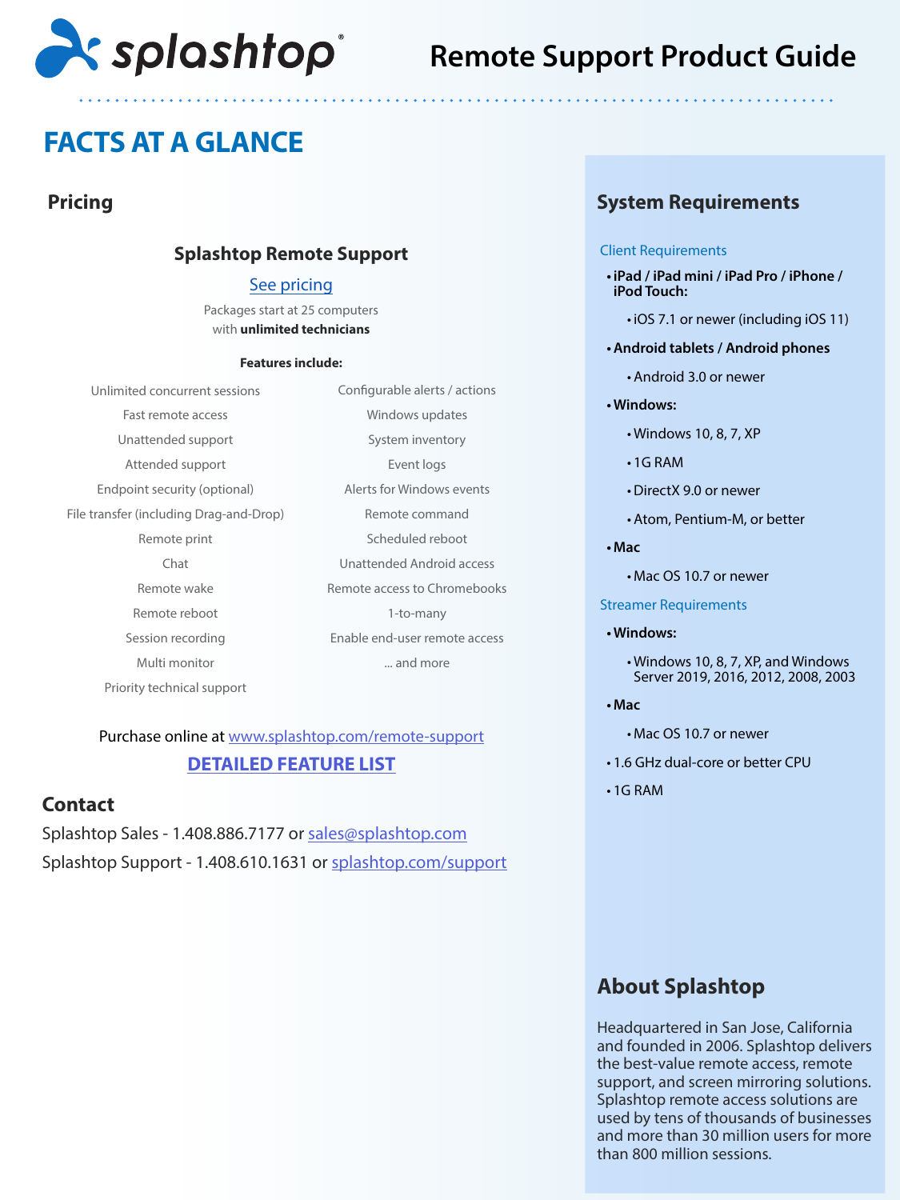# Remote Support Product Guide

## FACTS AT A GLANCE

### Pricing

**Splashtop Remote Support**

[See pricing]

Packages start at 25 computers with **unlimited technicians**

**Features include:**

- Unlimited concurrent sessions
- Fast remote access
- Unattended support
- Attended support
- Endpoint security (optional)
- File transfer (including Drag-and-Drop)
- Remote print
- Chat
- Remote wake
- Remote reboot
- Session recording
- Multi monitor
- Priority technical support
- Configurable alerts / actions
- Windows updates
- System inventory
- Event logs
- Alerts for Windows events
- Remote command
- Scheduled reboot
- Unattended Android access
- Remote access to Chromebooks
- 1-to-many
- Enable end-user remote access
- ... and more

Purchase online at www.splashtop.com/remote-support

**DETAILED FEATURE LIST**

### Contact

Splashtop Sales - 1.408.886.7177 or sales@splashtop.com

Splashtop Support - 1.408.610.1631 or splashtop.com/support

### System Requirements

Client Requirements

- **iPad / iPad mini / iPad Pro / iPhone / iPod Touch:**
  - iOS 7.1 or newer (including iOS 11)
- **Android tablets / Android phones**
  - Android 3.0 or newer
- **Windows:**
  - Windows 10, 8, 7, XP
  - 1G RAM
  - DirectX 9.0 or newer
  - Atom, Pentium-M, or better
- **Mac**
  - Mac OS 10.7 or newer

Streamer Requirements

- **Windows:**
  - Windows 10, 8, 7, XP, and Windows Server 2019, 2016, 2012, 2008, 2003
- **Mac**
  - Mac OS 10.7 or newer
- 1.6 GHz dual-core or better CPU
- 1G RAM

### About Splashtop

Headquartered in San Jose, California and founded in 2006. Splashtop delivers the best-value remote access, remote support, and screen mirroring solutions. Splashtop remote access solutions are used by tens of thousands of businesses and more than 30 million users for more than 800 million sessions.